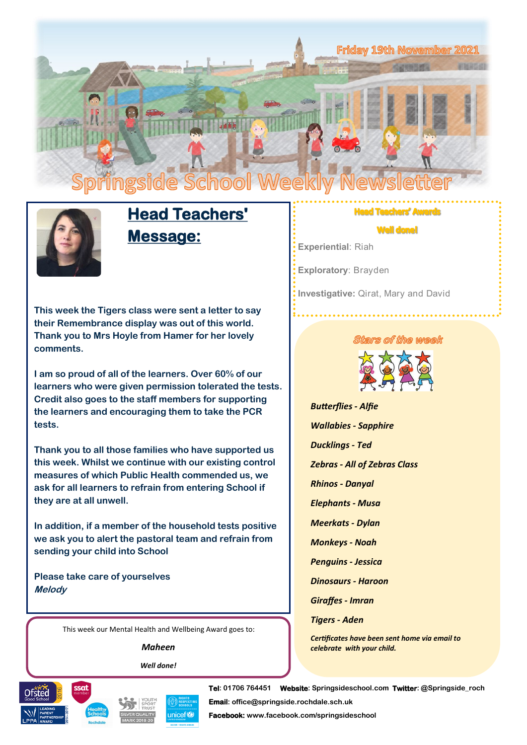# Springside School Weekly Newsletter

Friday 19th November 2021

## Head Teachers' Message:

This week the Tigers class were sent a letter to say their Remembrance display was out of this world. Thank you to Mrs Hoyle from Hamer for her lovely comments.

I am so proud of all of the learners. Over 60% of our learners who were given permission tolerated the tests. Credit also goes to the staff members for supporting the learners and encouraging them to take the PCR tests.

Thank you to all those families who have supported us this week. Whilst we continue with our existing control measures of which Public Health commended us, we ask for all learners to refrain from entering School if they are at all unwell.

In addition, if a member of the household tests positive we ask you to alert the pastoral team and refrain from sending your child into School

Please take care of yourselves
*Melody*

## Head Teachers' Awards

**Well done!**

**Experiential**: Riah

**Exploratory**: Brayden

**Investigative:** Qirat, Mary and David

## Stars of the week

*Butterflies - Alfie*

*Wallabies - Sapphire*

*Ducklings - Ted*

*Zebras - All of Zebras Class*

*Rhinos - Danyal*

*Elephants - Musa*

*Meerkats - Dylan*

*Monkeys - Noah*

*Penguins - Jessica*

*Dinosaurs - Haroon*

*Giraffes - Imran*

*Tigers - Aden*

*Certificates have been sent home via email to celebrate with your child.*

This week our Mental Health and Wellbeing Award goes to:

*Maheen*

*Well done!*

**Tel**: 01706 764451 **Website**: Springsideschool.com **Twitter**: @Springside_roch

**Email**: office@springside.rochdale.sch.uk

**Facebook:** www.facebook.com/springsideschool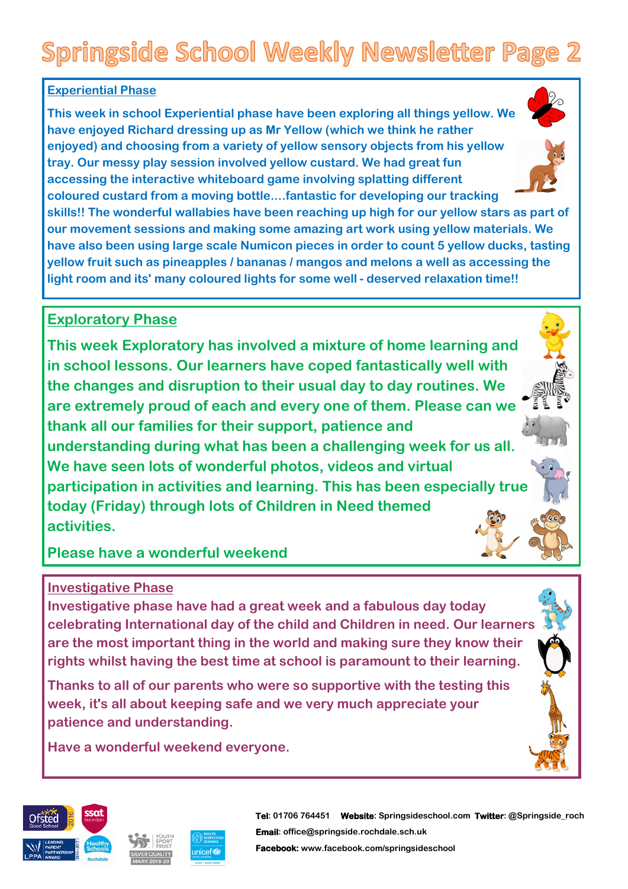# Springside School Weekly Newsletter Page 2

## Experiential Phase

This week in school Experiential phase have been exploring all things yellow. We have enjoyed Richard dressing up as Mr Yellow (which we think he rather enjoyed) and choosing from a variety of yellow sensory objects from his yellow tray. Our messy play session involved yellow custard. We had great fun accessing the interactive whiteboard game involving splatting different coloured custard from a moving bottle....fantastic for developing our tracking skills!! The wonderful wallabies have been reaching up high for our yellow stars as part of our movement sessions and making some amazing art work using yellow materials. We have also been using large scale Numicon pieces in order to count 5 yellow ducks, tasting yellow fruit such as pineapples / bananas / mangos and melons a well as accessing the light room and its' many coloured lights for some well - deserved relaxation time!!

## Exploratory Phase

This week Exploratory has involved a mixture of home learning and in school lessons. Our learners have coped fantastically well with the changes and disruption to their usual day to day routines. We are extremely proud of each and every one of them. Please can we thank all our families for their support, patience and understanding during what has been a challenging week for us all. We have seen lots of wonderful photos, videos and virtual participation in activities and learning. This has been especially true today (Friday) through lots of Children in Need themed activities.

Please have a wonderful weekend

## Investigative Phase

Investigative phase have had a great week and a fabulous day today celebrating International day of the child and Children in need. Our learners are the most important thing in the world and making sure they know their rights whilst having the best time at school is paramount to their learning.

Thanks to all of our parents who were so supportive with the testing this week, it's all about keeping safe and we very much appreciate your patience and understanding.

Have a wonderful weekend everyone.

**Tel**: 01706 764451 **Website**: Springsideschool.com **Twitter**: @Springside_roch

**Email**: office@springside.rochdale.sch.uk

**Facebook:** www.facebook.com/springsideschool